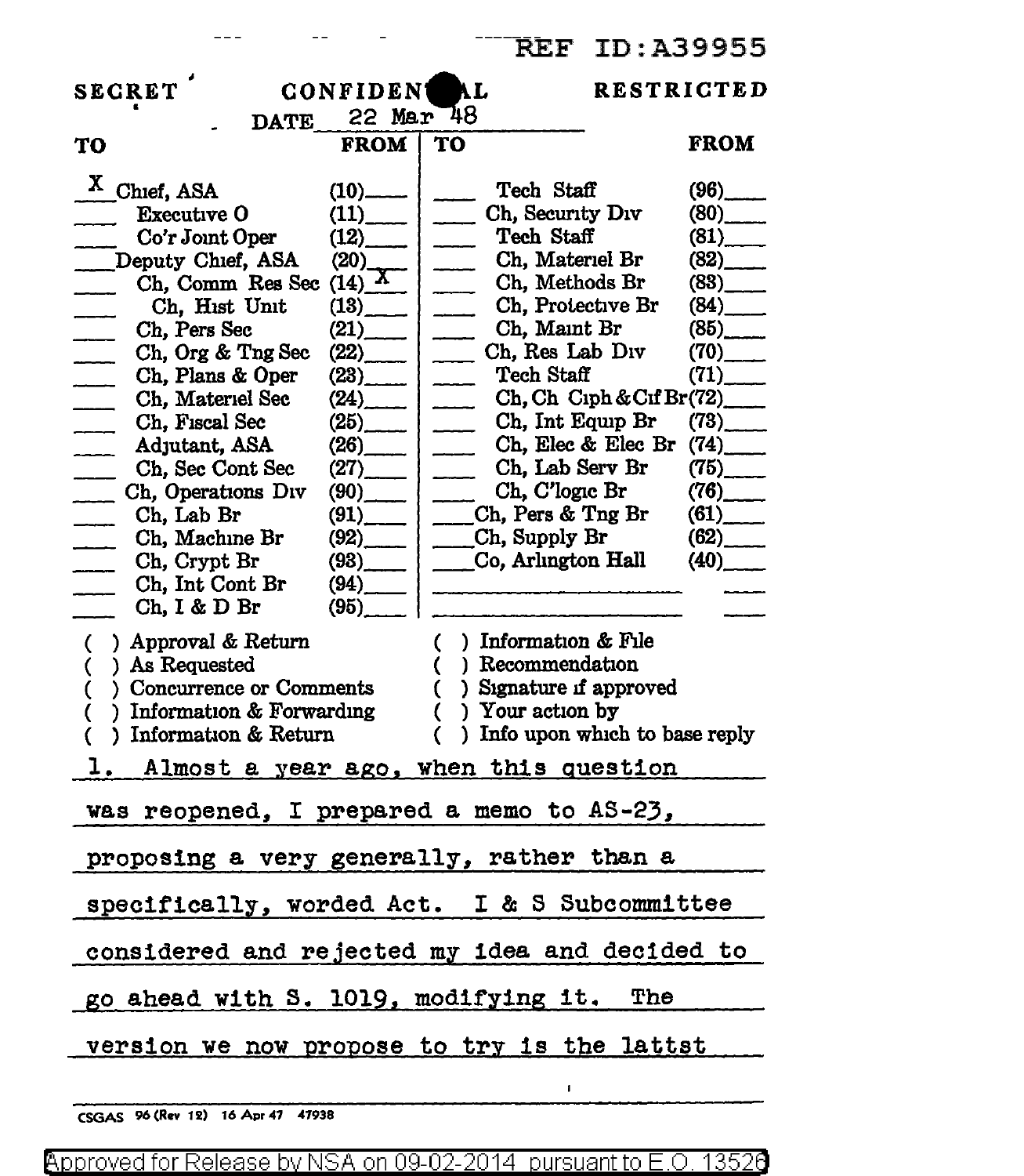REF ID:A39955

SECRET | CONFIDENTIAL | RESTRICTED

DATE 22 Mar 48

| TO | | FROM | TO | | FROM |
|---|---|---|---|---|---|
| X | Chief, ASA | (10) | | Tech Staff | (96) |
| | Executive O | (11) | | Ch, Security Div | (80) |
| | Co'r Joint Oper | (12) | | Tech Staff | (81) |
| | Deputy Chief, ASA | (20) | | Ch, Materiel Br | (82) |
| | Ch, Comm Res Sec | (14) X | | Ch, Methods Br | (83) |
| | Ch, Hist Unit | (13) | | Ch, Protective Br | (84) |
| | Ch, Pers Sec | (21) | | Ch, Maint Br | (85) |
| | Ch, Org & Tng Sec | (22) | | Ch, Res Lab Div | (70) |
| | Ch, Plans & Oper | (23) | | Tech Staff | (71) |
| | Ch, Materiel Sec | (24) | | Ch, Ch Ciph & Cif Br | (72) |
| | Ch, Fiscal Sec | (25) | | Ch, Int Equip Br | (73) |
| | Adjutant, ASA | (26) | | Ch, Elec & Elec Br | (74) |
| | Ch, Sec Cont Sec | (27) | | Ch, Lab Serv Br | (75) |
| | Ch, Operations Div | (90) | | Ch, C'logic Br | (76) |
| | Ch, Lab Br | (91) | | Ch, Pers & Tng Br | (61) |
| | Ch, Machine Br | (92) | | Ch, Supply Br | (62) |
| | Ch, Crypt Br | (93) | | Co, Arlington Hall | (40) |
| | Ch, Int Cont Br | (94) | | | |
| | Ch, I & D Br | (95) | | | |

( ) Approval & Return
( ) As Requested
( ) Concurrence or Comments
( ) Information & Forwarding
( ) Information & Return
( ) Information & File
( ) Recommendation
( ) Signature if approved
( ) Your action by
( ) Info upon which to base reply

1. Almost a year ago, when this question was reopened, I prepared a memo to AS-23, proposing a very generally, rather than a specifically, worded Act. I & S Subcommittee considered and rejected my idea and decided to go ahead with S. 1019, modifying it. The version we now propose to try is the lattst

CSGAS 96 (Rev 12) 16 Apr 47 47938

Approved for Release by NSA on 09-02-2014 pursuant to E.O. 13526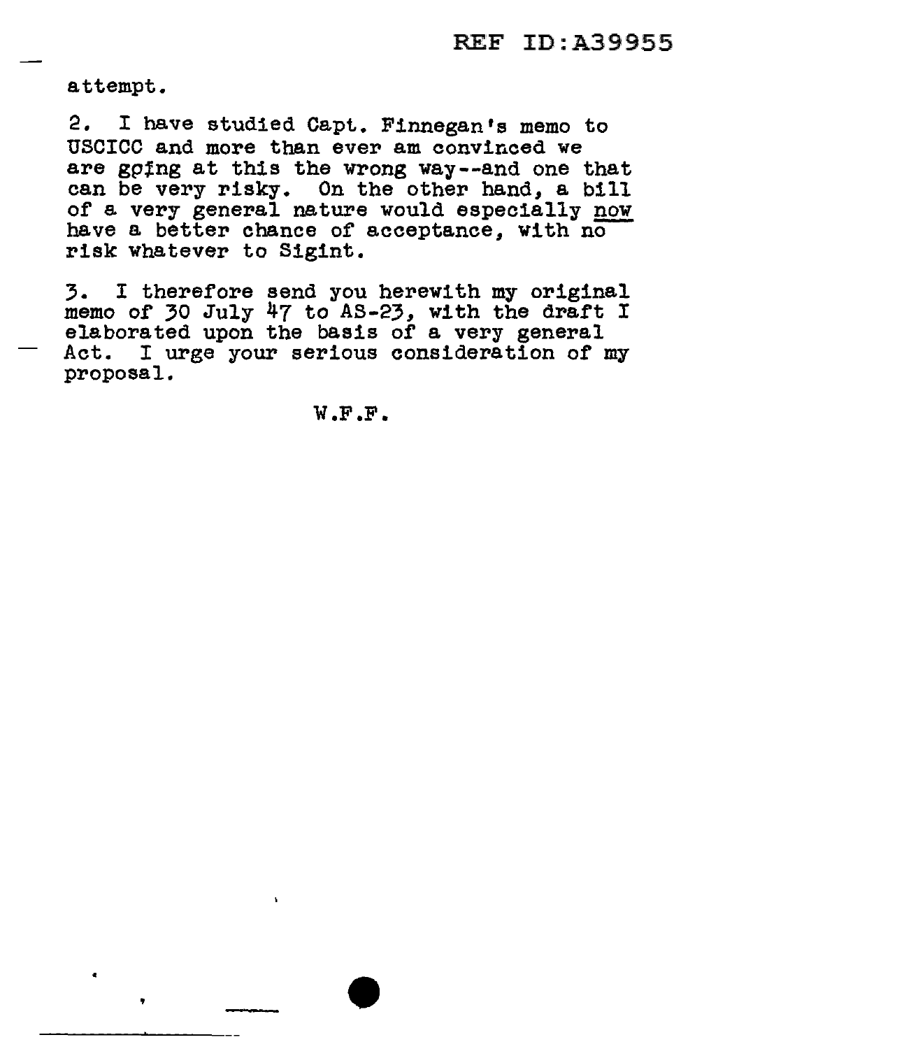attempt.

2. I have studied Capt. Finnegan's memo to USCICC and more than ever am convinced we are going at this the wrong way--and one that can be very risky. On the other hand, a bill of a very general nature would especially now have a better chance of acceptance, with no risk whatever to Sigint.

3. I therefore send you herewith my original memo of 30 July 47 to AS-23, with the draft I elaborated upon the basis of a very general Act. I urge your serious consideration of my proposal.

W.F.F.